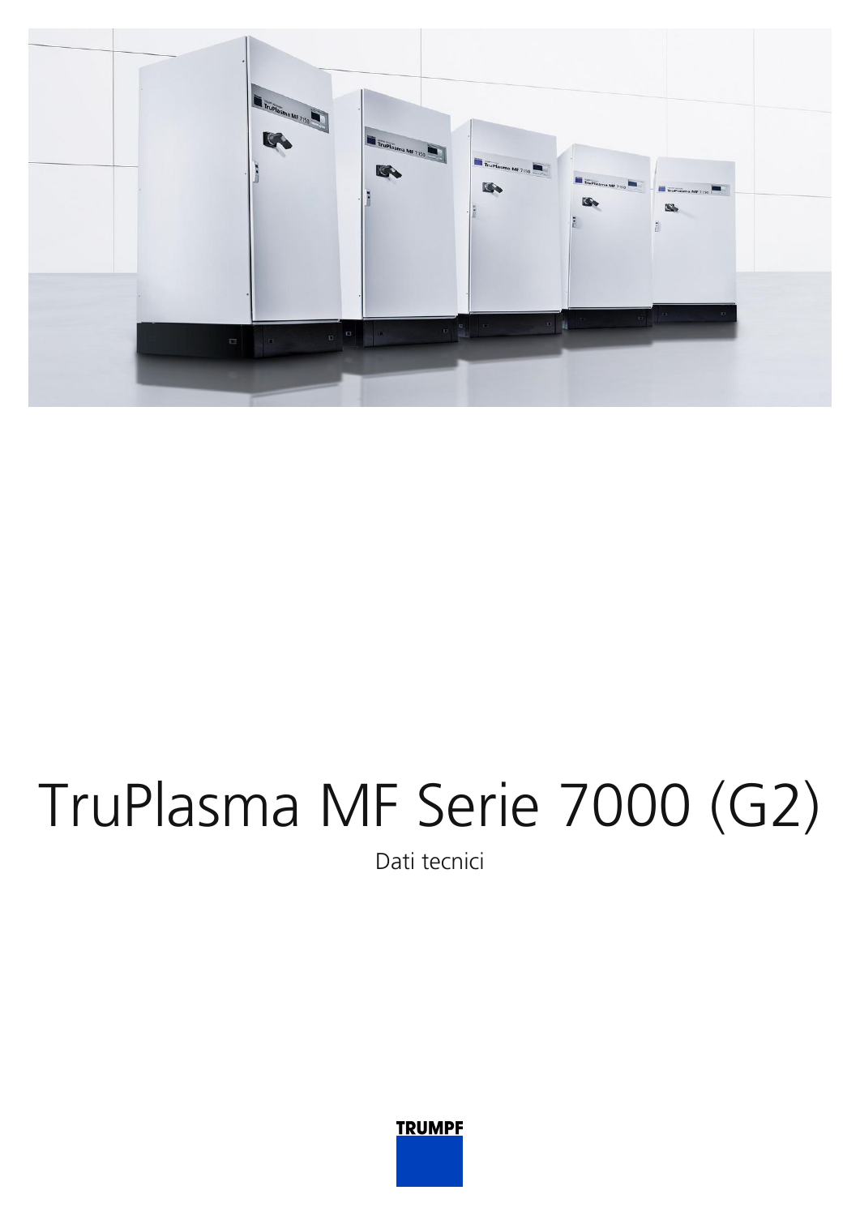# TruPlasma MF Serie 7000 (G2)

Dati tecnici

TRUMPF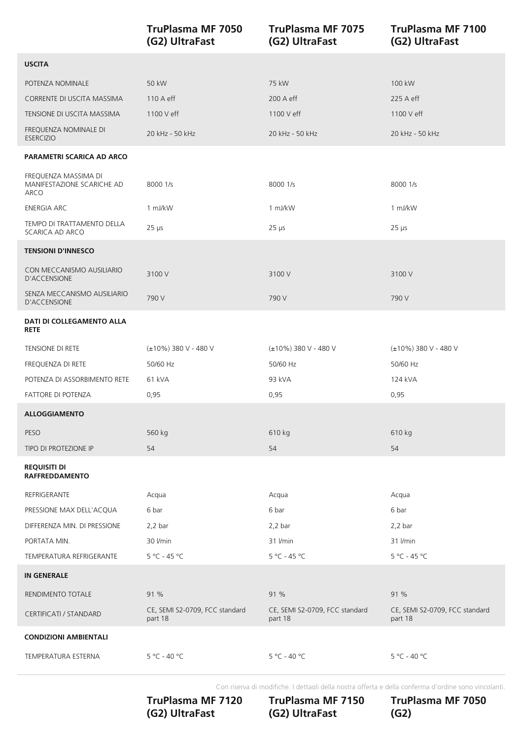| | TruPlasma MF 7050 (G2) UltraFast | TruPlasma MF 7075 (G2) UltraFast | TruPlasma MF 7100 (G2) UltraFast |
|---|---|---|---|
| **USCITA** | | | |
| POTENZA NOMINALE | 50 kW | 75 kW | 100 kW |
| CORRENTE DI USCITA MASSIMA | 110 A eff | 200 A eff | 225 A eff |
| TENSIONE DI USCITA MASSIMA | 1100 V eff | 1100 V eff | 1100 V eff |
| FREQUENZA NOMINALE DI ESERCIZIO | 20 kHz - 50 kHz | 20 kHz - 50 kHz | 20 kHz - 50 kHz |
| **PARAMETRI SCARICA AD ARCO** | | | |
| FREQUENZA MASSIMA DI MANIFESTAZIONE SCARICHE AD ARCO | 8000 1/s | 8000 1/s | 8000 1/s |
| ENERGIA ARC | 1 mJ/kW | 1 mJ/kW | 1 mJ/kW |
| TEMPO DI TRATTAMENTO DELLA SCARICA AD ARCO | 25 µs | 25 µs | 25 µs |
| **TENSIONI D'INNESCO** | | | |
| CON MECCANISMO AUSILIARIO D'ACCENSIONE | 3100 V | 3100 V | 3100 V |
| SENZA MECCANISMO AUSILIARIO D'ACCENSIONE | 790 V | 790 V | 790 V |
| **DATI DI COLLEGAMENTO ALLA RETE** | | | |
| TENSIONE DI RETE | (±10%) 380 V - 480 V | (±10%) 380 V - 480 V | (±10%) 380 V - 480 V |
| FREQUENZA DI RETE | 50/60 Hz | 50/60 Hz | 50/60 Hz |
| POTENZA DI ASSORBIMENTO RETE | 61 kVA | 93 kVA | 124 kVA |
| FATTORE DI POTENZA | 0,95 | 0,95 | 0,95 |
| **ALLOGGIAMENTO** | | | |
| PESO | 560 kg | 610 kg | 610 kg |
| TIPO DI PROTEZIONE IP | 54 | 54 | 54 |
| **REQUISITI DI RAFFREDDAMENTO** | | | |
| REFRIGERANTE | Acqua | Acqua | Acqua |
| PRESSIONE MAX DELL'ACQUA | 6 bar | 6 bar | 6 bar |
| DIFFERENZA MIN. DI PRESSIONE | 2,2 bar | 2,2 bar | 2,2 bar |
| PORTATA MIN. | 30 l/min | 31 l/min | 31 l/min |
| TEMPERATURA REFRIGERANTE | 5 °C - 45 °C | 5 °C - 45 °C | 5 °C - 45 °C |
| **IN GENERALE** | | | |
| RENDIMENTO TOTALE | 91 % | 91 % | 91 % |
| CERTIFICATI / STANDARD | CE, SEMI S2-0709, FCC standard part 18 | CE, SEMI S2-0709, FCC standard part 18 | CE, SEMI S2-0709, FCC standard part 18 |
| **CONDIZIONI AMBIENTALI** | | | |
| TEMPERATURA ESTERNA | 5 °C - 40 °C | 5 °C - 40 °C | 5 °C - 40 °C |

Con riserva di modifiche. I dettagli della nostra offerta e della conferma d'ordine sono vincolanti.

| | TruPlasma MF 7120 (G2) UltraFast | TruPlasma MF 7150 (G2) UltraFast | TruPlasma MF 7050 (G2) |
|---|---|---|---|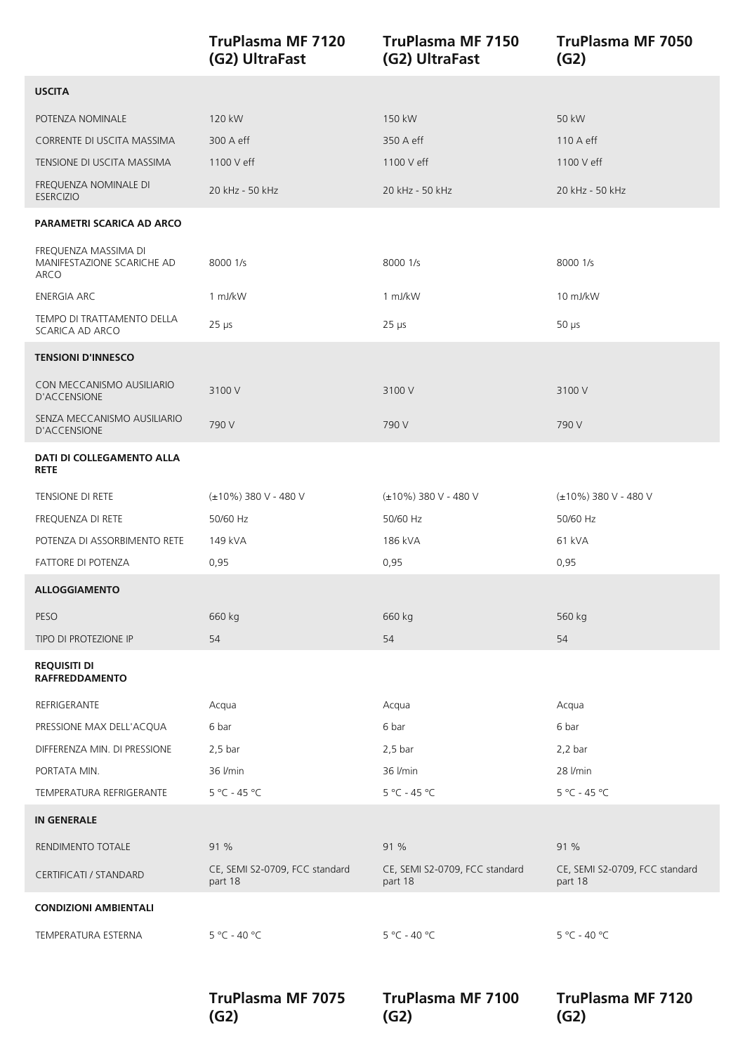| | TruPlasma MF 7120 (G2) UltraFast | TruPlasma MF 7150 (G2) UltraFast | TruPlasma MF 7050 (G2) |
|---|---|---|---|
| **USCITA** | | | |
| POTENZA NOMINALE | 120 kW | 150 kW | 50 kW |
| CORRENTE DI USCITA MASSIMA | 300 A eff | 350 A eff | 110 A eff |
| TENSIONE DI USCITA MASSIMA | 1100 V eff | 1100 V eff | 1100 V eff |
| FREQUENZA NOMINALE DI ESERCIZIO | 20 kHz - 50 kHz | 20 kHz - 50 kHz | 20 kHz - 50 kHz |
| **PARAMETRI SCARICA AD ARCO** | | | |
| FREQUENZA MASSIMA DI MANIFESTAZIONE SCARICHE AD ARCO | 8000 1/s | 8000 1/s | 8000 1/s |
| ENERGIA ARC | 1 mJ/kW | 1 mJ/kW | 10 mJ/kW |
| TEMPO DI TRATTAMENTO DELLA SCARICA AD ARCO | 25 µs | 25 µs | 50 µs |
| **TENSIONI D'INNESCO** | | | |
| CON MECCANISMO AUSILIARIO D'ACCENSIONE | 3100 V | 3100 V | 3100 V |
| SENZA MECCANISMO AUSILIARIO D'ACCENSIONE | 790 V | 790 V | 790 V |
| **DATI DI COLLEGAMENTO ALLA RETE** | | | |
| TENSIONE DI RETE | (±10%) 380 V - 480 V | (±10%) 380 V - 480 V | (±10%) 380 V - 480 V |
| FREQUENZA DI RETE | 50/60 Hz | 50/60 Hz | 50/60 Hz |
| POTENZA DI ASSORBIMENTO RETE | 149 kVA | 186 kVA | 61 kVA |
| FATTORE DI POTENZA | 0,95 | 0,95 | 0,95 |
| **ALLOGGIAMENTO** | | | |
| PESO | 660 kg | 660 kg | 560 kg |
| TIPO DI PROTEZIONE IP | 54 | 54 | 54 |
| **REQUISITI DI RAFFREDDAMENTO** | | | |
| REFRIGERANTE | Acqua | Acqua | Acqua |
| PRESSIONE MAX DELL'ACQUA | 6 bar | 6 bar | 6 bar |
| DIFFERENZA MIN. DI PRESSIONE | 2,5 bar | 2,5 bar | 2,2 bar |
| PORTATA MIN. | 36 l/min | 36 l/min | 28 l/min |
| TEMPERATURA REFRIGERANTE | 5 °C - 45 °C | 5 °C - 45 °C | 5 °C - 45 °C |
| **IN GENERALE** | | | |
| RENDIMENTO TOTALE | 91 % | 91 % | 91 % |
| CERTIFICATI / STANDARD | CE, SEMI S2-0709, FCC standard part 18 | CE, SEMI S2-0709, FCC standard part 18 | CE, SEMI S2-0709, FCC standard part 18 |
| **CONDIZIONI AMBIENTALI** | | | |
| TEMPERATURA ESTERNA | 5 °C - 40 °C | 5 °C - 40 °C | 5 °C - 40 °C |

| | TruPlasma MF 7075 (G2) | TruPlasma MF 7100 (G2) | TruPlasma MF 7120 (G2) |
|---|---|---|---|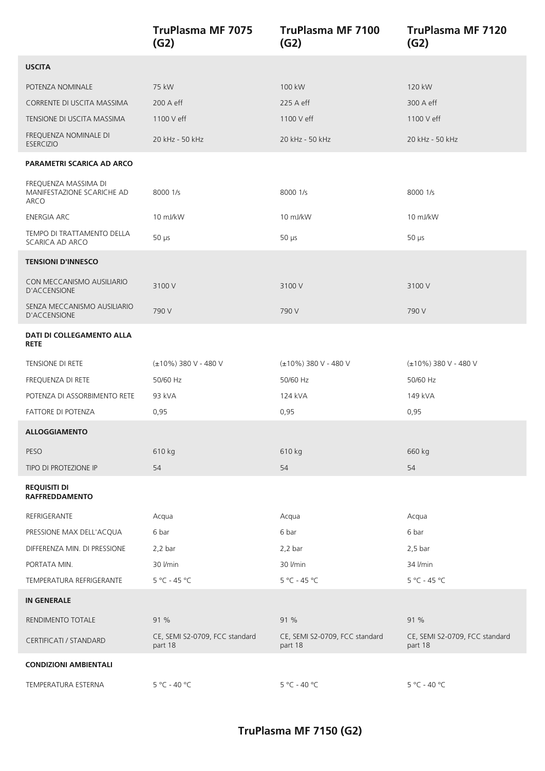| | TruPlasma MF 7075 (G2) | TruPlasma MF 7100 (G2) | TruPlasma MF 7120 (G2) |
|---|---|---|---|
| **USCITA** | | | |
| POTENZA NOMINALE | 75 kW | 100 kW | 120 kW |
| CORRENTE DI USCITA MASSIMA | 200 A eff | 225 A eff | 300 A eff |
| TENSIONE DI USCITA MASSIMA | 1100 V eff | 1100 V eff | 1100 V eff |
| FREQUENZA NOMINALE DI ESERCIZIO | 20 kHz - 50 kHz | 20 kHz - 50 kHz | 20 kHz - 50 kHz |
| **PARAMETRI SCARICA AD ARCO** | | | |
| FREQUENZA MASSIMA DI MANIFESTAZIONE SCARICHE AD ARCO | 8000 1/s | 8000 1/s | 8000 1/s |
| ENERGIA ARC | 10 mJ/kW | 10 mJ/kW | 10 mJ/kW |
| TEMPO DI TRATTAMENTO DELLA SCARICA AD ARCO | 50 µs | 50 µs | 50 µs |
| **TENSIONI D'INNESCO** | | | |
| CON MECCANISMO AUSILIARIO D'ACCENSIONE | 3100 V | 3100 V | 3100 V |
| SENZA MECCANISMO AUSILIARIO D'ACCENSIONE | 790 V | 790 V | 790 V |
| **DATI DI COLLEGAMENTO ALLA RETE** | | | |
| TENSIONE DI RETE | (±10%) 380 V - 480 V | (±10%) 380 V - 480 V | (±10%) 380 V - 480 V |
| FREQUENZA DI RETE | 50/60 Hz | 50/60 Hz | 50/60 Hz |
| POTENZA DI ASSORBIMENTO RETE | 93 kVA | 124 kVA | 149 kVA |
| FATTORE DI POTENZA | 0,95 | 0,95 | 0,95 |
| **ALLOGGIAMENTO** | | | |
| PESO | 610 kg | 610 kg | 660 kg |
| TIPO DI PROTEZIONE IP | 54 | 54 | 54 |
| **REQUISITI DI RAFFREDDAMENTO** | | | |
| REFRIGERANTE | Acqua | Acqua | Acqua |
| PRESSIONE MAX DELL'ACQUA | 6 bar | 6 bar | 6 bar |
| DIFFERENZA MIN. DI PRESSIONE | 2,2 bar | 2,2 bar | 2,5 bar |
| PORTATA MIN. | 30 l/min | 30 l/min | 34 l/min |
| TEMPERATURA REFRIGERANTE | 5 °C - 45 °C | 5 °C - 45 °C | 5 °C - 45 °C |
| **IN GENERALE** | | | |
| RENDIMENTO TOTALE | 91 % | 91 % | 91 % |
| CERTIFICATI / STANDARD | CE, SEMI S2-0709, FCC standard part 18 | CE, SEMI S2-0709, FCC standard part 18 | CE, SEMI S2-0709, FCC standard part 18 |
| **CONDIZIONI AMBIENTALI** | | | |
| TEMPERATURA ESTERNA | 5 °C - 40 °C | 5 °C - 40 °C | 5 °C - 40 °C |

**TruPlasma MF 7150 (G2)**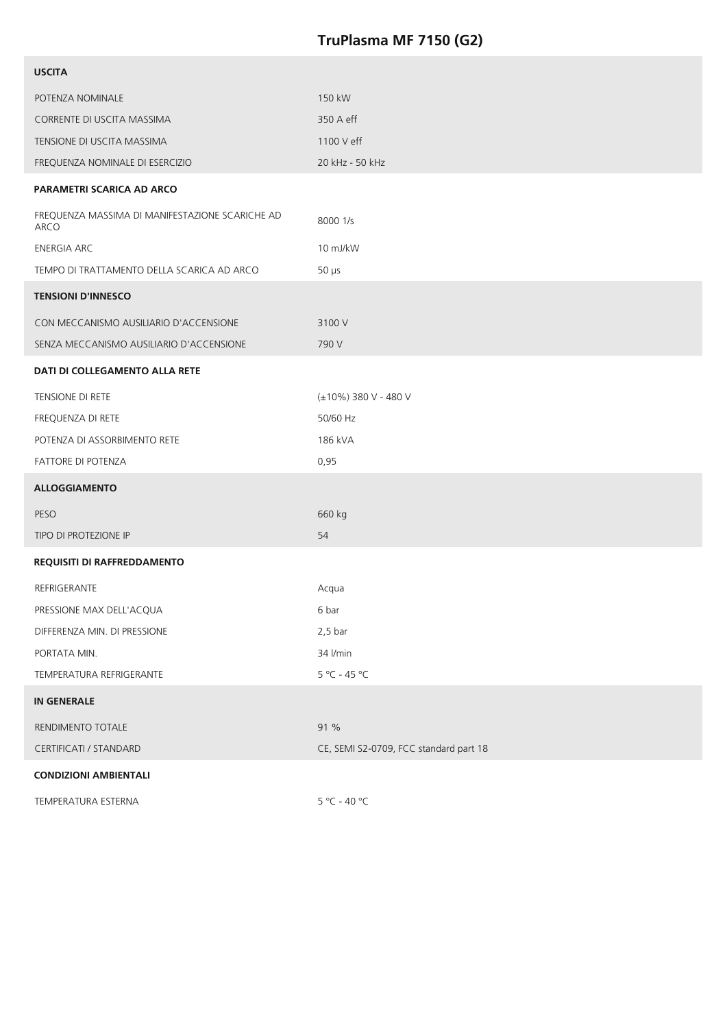## TruPlasma MF 7150 (G2)

| | |
|---|---|
| **USCITA** | |
| POTENZA NOMINALE | 150 kW |
| CORRENTE DI USCITA MASSIMA | 350 A eff |
| TENSIONE DI USCITA MASSIMA | 1100 V eff |
| FREQUENZA NOMINALE DI ESERCIZIO | 20 kHz - 50 kHz |
| **PARAMETRI SCARICA AD ARCO** | |
| FREQUENZA MASSIMA DI MANIFESTAZIONE SCARICHE AD ARCO | 8000 1/s |
| ENERGIA ARC | 10 mJ/kW |
| TEMPO DI TRATTAMENTO DELLA SCARICA AD ARCO | 50 µs |
| **TENSIONI D'INNESCO** | |
| CON MECCANISMO AUSILIARIO D'ACCENSIONE | 3100 V |
| SENZA MECCANISMO AUSILIARIO D'ACCENSIONE | 790 V |
| **DATI DI COLLEGAMENTO ALLA RETE** | |
| TENSIONE DI RETE | (±10%) 380 V - 480 V |
| FREQUENZA DI RETE | 50/60 Hz |
| POTENZA DI ASSORBIMENTO RETE | 186 kVA |
| FATTORE DI POTENZA | 0,95 |
| **ALLOGGIAMENTO** | |
| PESO | 660 kg |
| TIPO DI PROTEZIONE IP | 54 |
| **REQUISITI DI RAFFREDDAMENTO** | |
| REFRIGERANTE | Acqua |
| PRESSIONE MAX DELL'ACQUA | 6 bar |
| DIFFERENZA MIN. DI PRESSIONE | 2,5 bar |
| PORTATA MIN. | 34 l/min |
| TEMPERATURA REFRIGERANTE | 5 °C - 45 °C |
| **IN GENERALE** | |
| RENDIMENTO TOTALE | 91 % |
| CERTIFICATI / STANDARD | CE, SEMI S2-0709, FCC standard part 18 |
| **CONDIZIONI AMBIENTALI** | |
| TEMPERATURA ESTERNA | 5 °C - 40 °C |